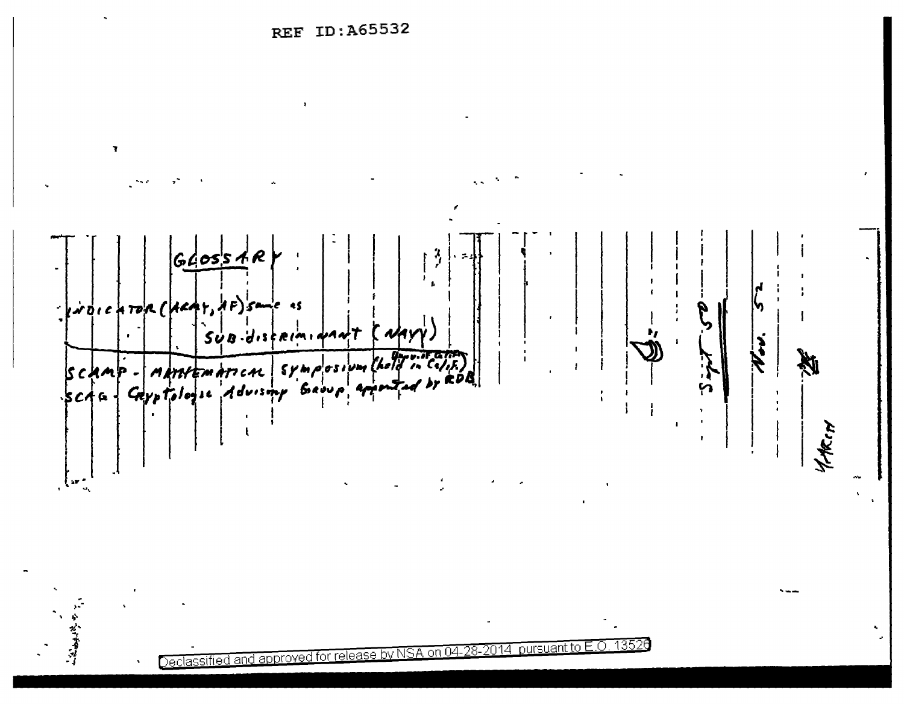REF ID:A65532

## GLOSSARY:

INDICATOR (ARMY, AF) same as SUB-discriminant (NAVY)

SCAMP - MATHEMATICAL Symposium (held in Univ. of Calif.)

SCAG - Cryptologic Advisory Group appointed by RDB

Sept 50

Nov. 52

March

Declassified and approved for release by NSA on 04-28-2014 pursuant to E.O. 13526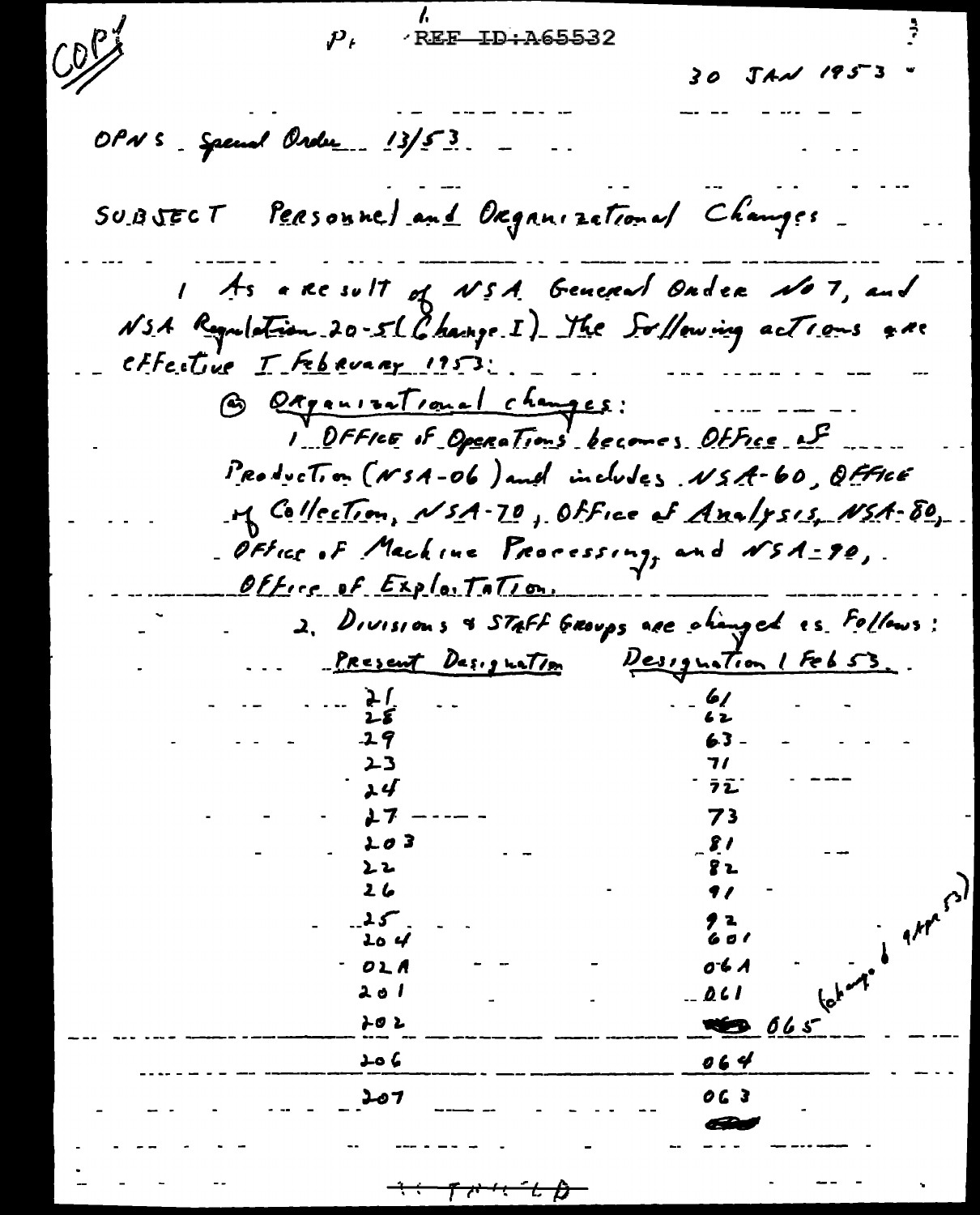COPY

REF ID:A65532

30 JAN 1953

OPNS Special Order 13/53

SUBJECT Personnel and Organizational Changes

1 As a result of NSA General Order No 7, and NSA Regulation 20-5 (Change I) the following actions are effective 1 February 1953:

(a) Organizational changes:

1. Office of Operations becomes Office of Production (NSA-06) and includes NSA-60, Office of Collection, NSA-70, Office of Analysis, NSA-80, Office of Machine Processing, and NSA-90, Office of Exploitation.

2. Divisions & Staff Groups are changed as follows:

| Present Designation | Designation 1 Feb 53 |
|---|---|
| 21 | 61 |
| 28 | 62 |
| 29 | 63 |
| 23 | 71 |
| 24 | 72 |
| 27 | 73 |
| 203 | 81 |
| 22 | 82 |
| 26 | 91 |
| 25 | 92 |
| 204 | 601 |
| 02A | 06A |
| 201 | 061 |
| 202 | ~~062~~ 065 (changed 9 Apr 53) |
| 206 | 064 |
| 207 | 063 |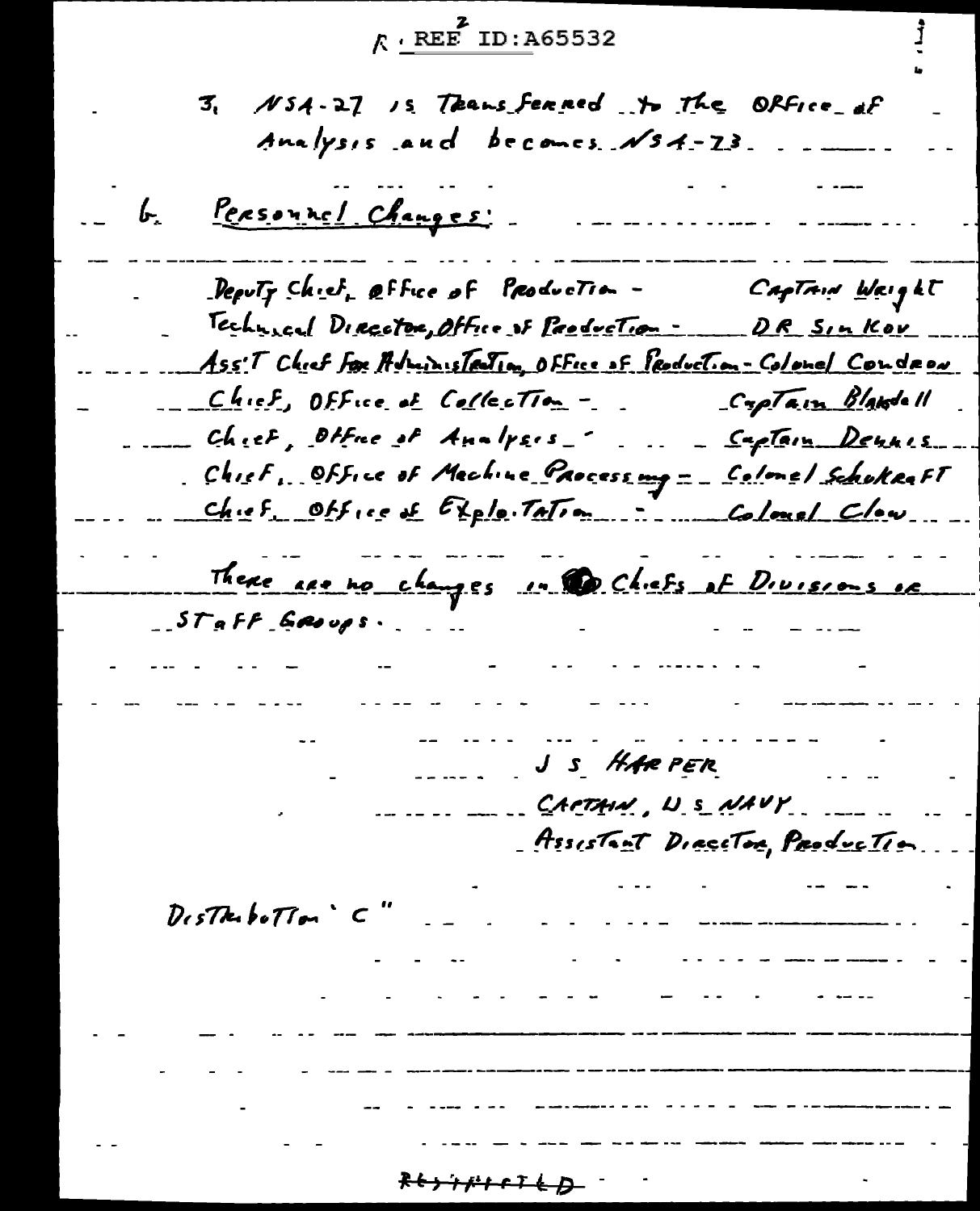REF ID:A65532

5. NSA-27 is Transferred to the Office of Analysis and becomes NSA-73.

6. Personnel Changes:

| | |
|---|---|
| Deputy Chief, Office of Production - | Captain Wright |
| Technical Director, Office of Production - | DR Sinkov |
| Ass't Chief for Administration, Office of Production - | Colonel Condron |
| Chief, Office of Collection - | Captain Blaisdell |
| Chief, Office of Analysis - | Captain Dennis |
| Chief, Office of Machine Processing - | Colonel Schukraft |
| Chief, Office of Exploitation - | Colonel Clow |

There are no changes in Chiefs of Divisions or Staff Groups.

J S HARPER
CAPTAIN, U S NAVY
Assistant Director, Production

Distribution "C"

~~RESTRICTED~~